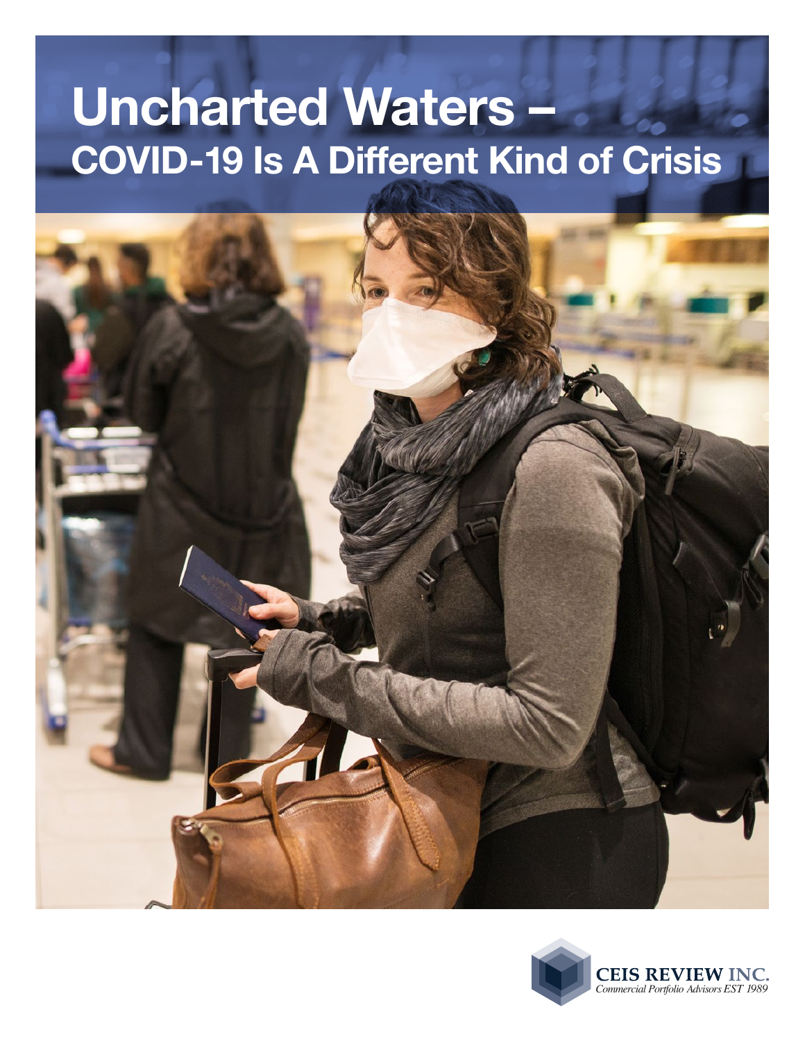# Uncharted Waters –
## COVID-19 Is A Different Kind of Crisis

CEIS REVIEW INC.
*Commercial Portfolio Advisors EST 1989*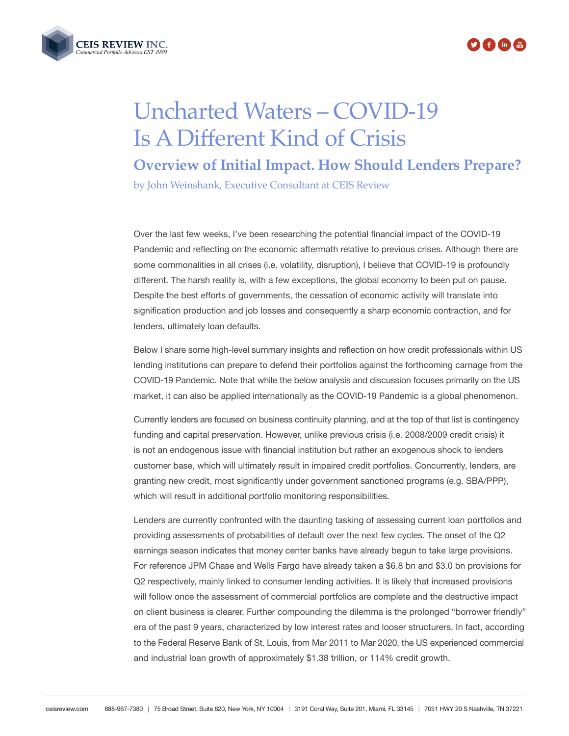# Uncharted Waters – COVID-19 Is A Different Kind of Crisis

## Overview of Initial Impact. How Should Lenders Prepare?

by John Weinshank, Executive Consultant at CEIS Review

Over the last few weeks, I've been researching the potential financial impact of the COVID-19 Pandemic and reflecting on the economic aftermath relative to previous crises. Although there are some commonalities in all crises (i.e. volatility, disruption), I believe that COVID-19 is profoundly different. The harsh reality is, with a few exceptions, the global economy to been put on pause. Despite the best efforts of governments, the cessation of economic activity will translate into signification production and job losses and consequently a sharp economic contraction, and for lenders, ultimately loan defaults.

Below I share some high-level summary insights and reflection on how credit professionals within US lending institutions can prepare to defend their portfolios against the forthcoming carnage from the COVID-19 Pandemic. Note that while the below analysis and discussion focuses primarily on the US market, it can also be applied internationally as the COVID-19 Pandemic is a global phenomenon.

Currently lenders are focused on business continuity planning, and at the top of that list is contingency funding and capital preservation. However, unlike previous crisis (i.e. 2008/2009 credit crisis) it is not an endogenous issue with financial institution but rather an exogenous shock to lenders customer base, which will ultimately result in impaired credit portfolios. Concurrently, lenders, are granting new credit, most significantly under government sanctioned programs (e.g. SBA/PPP), which will result in additional portfolio monitoring responsibilities.

Lenders are currently confronted with the daunting tasking of assessing current loan portfolios and providing assessments of probabilities of default over the next few cycles. The onset of the Q2 earnings season indicates that money center banks have already begun to take large provisions. For reference JPM Chase and Wells Fargo have already taken a $6.8 bn and $3.0 bn provisions for Q2 respectively, mainly linked to consumer lending activities. It is likely that increased provisions will follow once the assessment of commercial portfolios are complete and the destructive impact on client business is clearer. Further compounding the dilemma is the prolonged "borrower friendly" era of the past 9 years, characterized by low interest rates and looser structurers. In fact, according to the Federal Reserve Bank of St. Louis, from Mar 2011 to Mar 2020, the US experienced commercial and industrial loan growth of approximately $1.38 trillion, or 114% credit growth.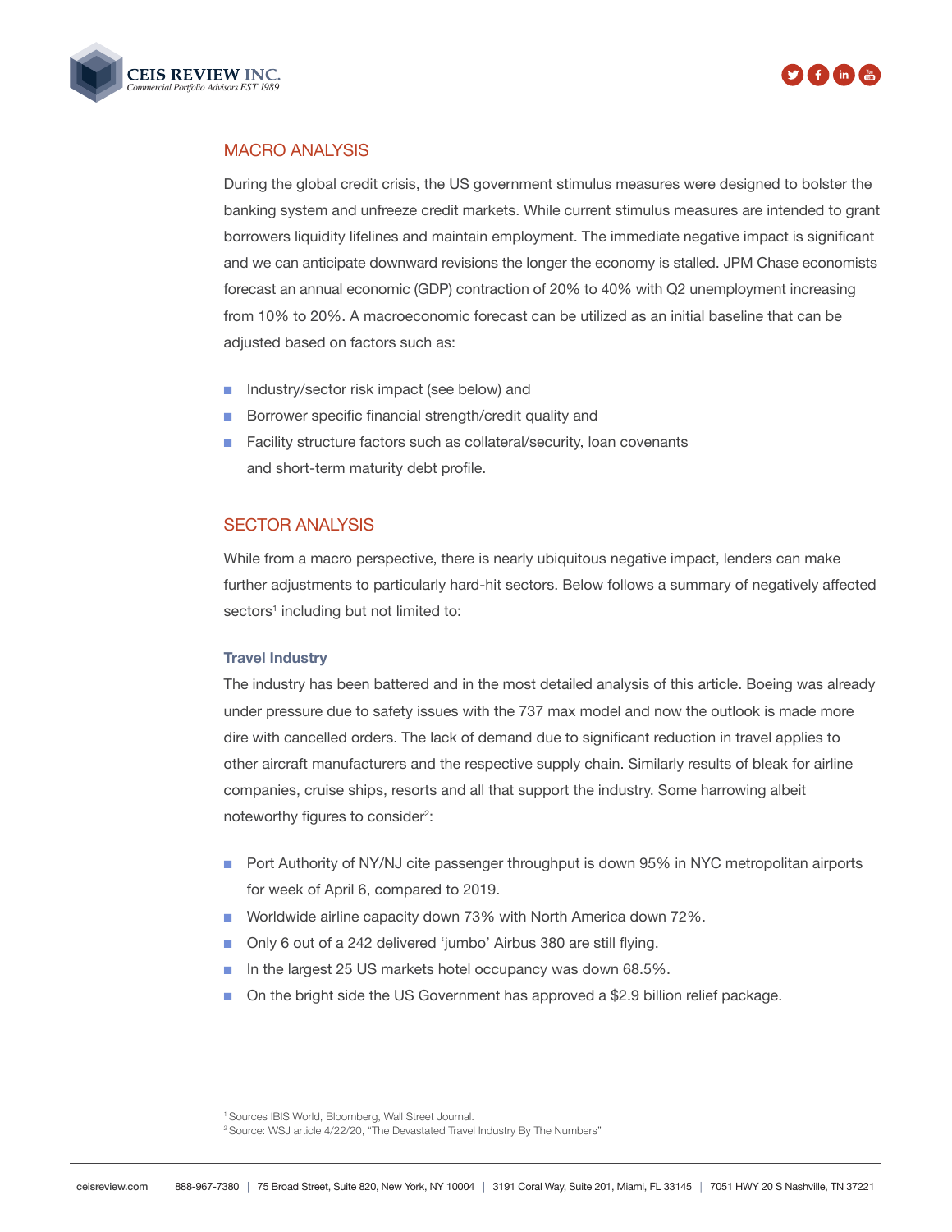## MACRO ANALYSIS

During the global credit crisis, the US government stimulus measures were designed to bolster the banking system and unfreeze credit markets. While current stimulus measures are intended to grant borrowers liquidity lifelines and maintain employment. The immediate negative impact is significant and we can anticipate downward revisions the longer the economy is stalled. JPM Chase economists forecast an annual economic (GDP) contraction of 20% to 40% with Q2 unemployment increasing from 10% to 20%. A macroeconomic forecast can be utilized as an initial baseline that can be adjusted based on factors such as:

- Industry/sector risk impact (see below) and
- Borrower specific financial strength/credit quality and
- Facility structure factors such as collateral/security, loan covenants and short-term maturity debt profile.

## SECTOR ANALYSIS

While from a macro perspective, there is nearly ubiquitous negative impact, lenders can make further adjustments to particularly hard-hit sectors. Below follows a summary of negatively affected sectors[1] including but not limited to:

### Travel Industry

The industry has been battered and in the most detailed analysis of this article. Boeing was already under pressure due to safety issues with the 737 max model and now the outlook is made more dire with cancelled orders. The lack of demand due to significant reduction in travel applies to other aircraft manufacturers and the respective supply chain. Similarly results of bleak for airline companies, cruise ships, resorts and all that support the industry. Some harrowing albeit noteworthy figures to consider[2]:

- Port Authority of NY/NJ cite passenger throughput is down 95% in NYC metropolitan airports for week of April 6, compared to 2019.
- Worldwide airline capacity down 73% with North America down 72%.
- Only 6 out of a 242 delivered 'jumbo' Airbus 380 are still flying.
- In the largest 25 US markets hotel occupancy was down 68.5%.
- On the bright side the US Government has approved a $2.9 billion relief package.

[1] Sources IBIS World, Bloomberg, Wall Street Journal.
[2] Source: WSJ article 4/22/20, "The Devastated Travel Industry By The Numbers"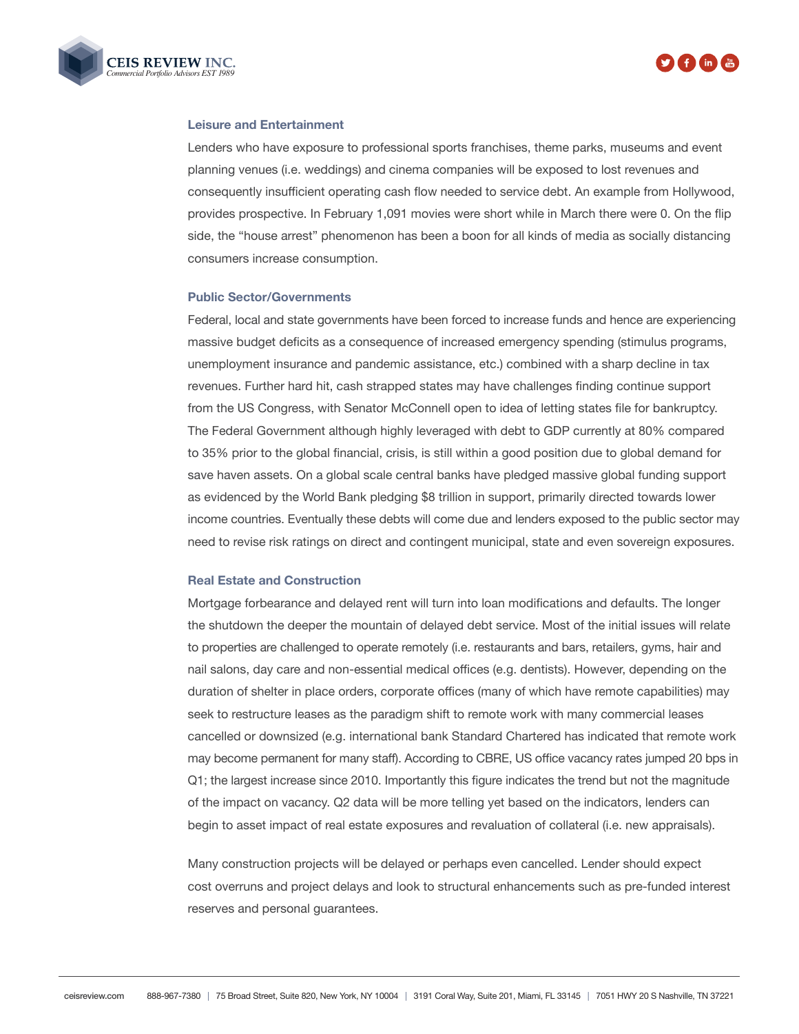### Leisure and Entertainment

Lenders who have exposure to professional sports franchises, theme parks, museums and event planning venues (i.e. weddings) and cinema companies will be exposed to lost revenues and consequently insufficient operating cash flow needed to service debt. An example from Hollywood, provides prospective. In February 1,091 movies were short while in March there were 0. On the flip side, the "house arrest" phenomenon has been a boon for all kinds of media as socially distancing consumers increase consumption.

### Public Sector/Governments

Federal, local and state governments have been forced to increase funds and hence are experiencing massive budget deficits as a consequence of increased emergency spending (stimulus programs, unemployment insurance and pandemic assistance, etc.) combined with a sharp decline in tax revenues. Further hard hit, cash strapped states may have challenges finding continue support from the US Congress, with Senator McConnell open to idea of letting states file for bankruptcy. The Federal Government although highly leveraged with debt to GDP currently at 80% compared to 35% prior to the global financial, crisis, is still within a good position due to global demand for save haven assets. On a global scale central banks have pledged massive global funding support as evidenced by the World Bank pledging $8 trillion in support, primarily directed towards lower income countries. Eventually these debts will come due and lenders exposed to the public sector may need to revise risk ratings on direct and contingent municipal, state and even sovereign exposures.

### Real Estate and Construction

Mortgage forbearance and delayed rent will turn into loan modifications and defaults. The longer the shutdown the deeper the mountain of delayed debt service. Most of the initial issues will relate to properties are challenged to operate remotely (i.e. restaurants and bars, retailers, gyms, hair and nail salons, day care and non-essential medical offices (e.g. dentists). However, depending on the duration of shelter in place orders, corporate offices (many of which have remote capabilities) may seek to restructure leases as the paradigm shift to remote work with many commercial leases cancelled or downsized (e.g. international bank Standard Chartered has indicated that remote work may become permanent for many staff). According to CBRE, US office vacancy rates jumped 20 bps in Q1; the largest increase since 2010. Importantly this figure indicates the trend but not the magnitude of the impact on vacancy. Q2 data will be more telling yet based on the indicators, lenders can begin to asset impact of real estate exposures and revaluation of collateral (i.e. new appraisals).

Many construction projects will be delayed or perhaps even cancelled. Lender should expect cost overruns and project delays and look to structural enhancements such as pre-funded interest reserves and personal guarantees.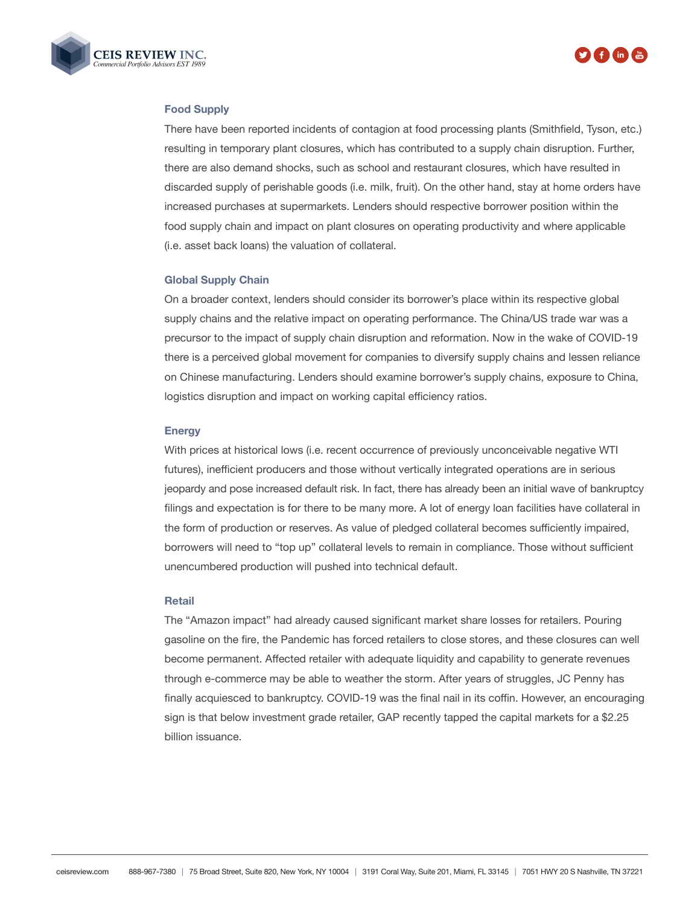### Food Supply

There have been reported incidents of contagion at food processing plants (Smithfield, Tyson, etc.) resulting in temporary plant closures, which has contributed to a supply chain disruption. Further, there are also demand shocks, such as school and restaurant closures, which have resulted in discarded supply of perishable goods (i.e. milk, fruit). On the other hand, stay at home orders have increased purchases at supermarkets. Lenders should respective borrower position within the food supply chain and impact on plant closures on operating productivity and where applicable (i.e. asset back loans) the valuation of collateral.

### Global Supply Chain

On a broader context, lenders should consider its borrower's place within its respective global supply chains and the relative impact on operating performance. The China/US trade war was a precursor to the impact of supply chain disruption and reformation. Now in the wake of COVID-19 there is a perceived global movement for companies to diversify supply chains and lessen reliance on Chinese manufacturing. Lenders should examine borrower's supply chains, exposure to China, logistics disruption and impact on working capital efficiency ratios.

### Energy

With prices at historical lows (i.e. recent occurrence of previously unconceivable negative WTI futures), inefficient producers and those without vertically integrated operations are in serious jeopardy and pose increased default risk. In fact, there has already been an initial wave of bankruptcy filings and expectation is for there to be many more. A lot of energy loan facilities have collateral in the form of production or reserves. As value of pledged collateral becomes sufficiently impaired, borrowers will need to "top up" collateral levels to remain in compliance. Those without sufficient unencumbered production will pushed into technical default.

### Retail

The "Amazon impact" had already caused significant market share losses for retailers. Pouring gasoline on the fire, the Pandemic has forced retailers to close stores, and these closures can well become permanent. Affected retailer with adequate liquidity and capability to generate revenues through e-commerce may be able to weather the storm. After years of struggles, JC Penny has finally acquiesced to bankruptcy. COVID-19 was the final nail in its coffin. However, an encouraging sign is that below investment grade retailer, GAP recently tapped the capital markets for a $2.25 billion issuance.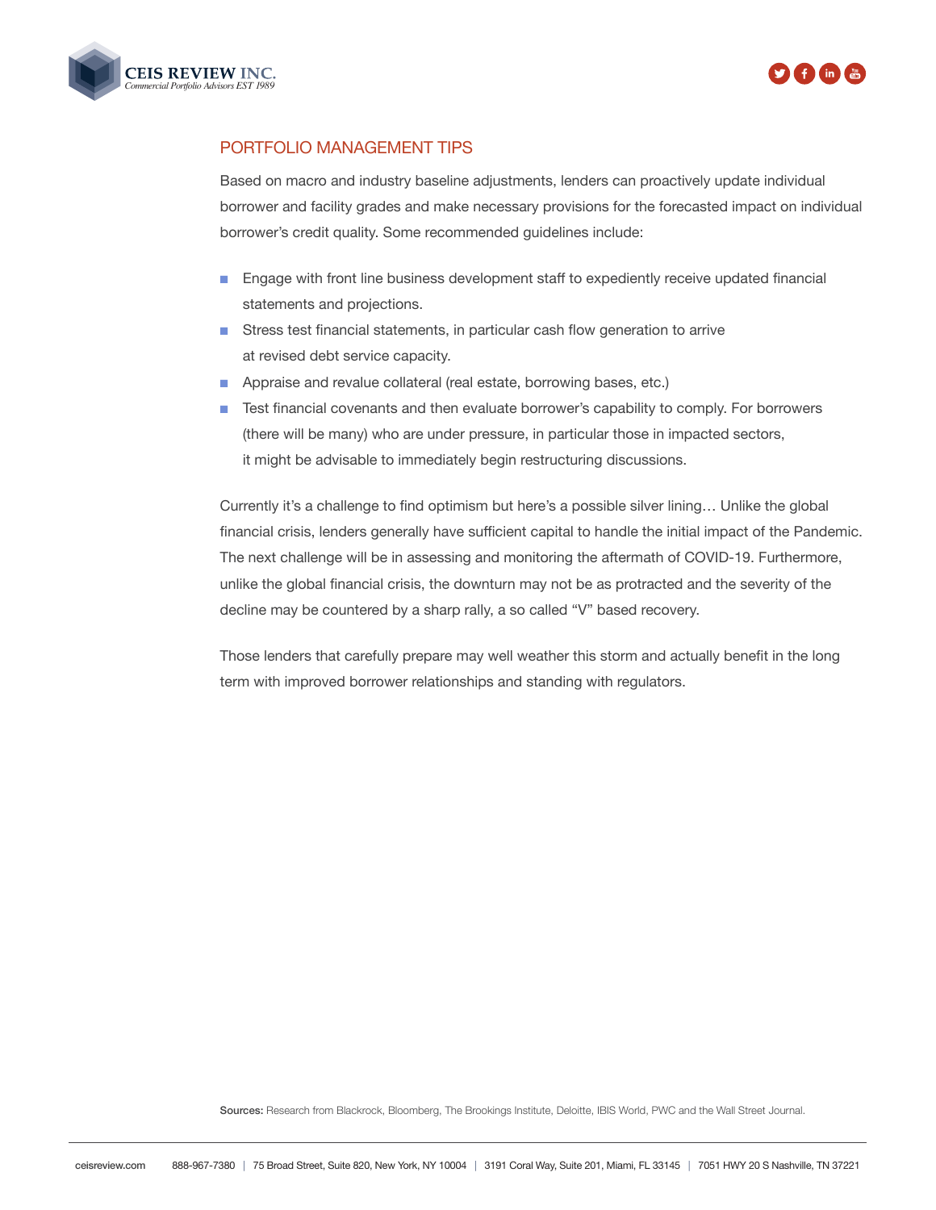## PORTFOLIO MANAGEMENT TIPS

Based on macro and industry baseline adjustments, lenders can proactively update individual borrower and facility grades and make necessary provisions for the forecasted impact on individual borrower's credit quality. Some recommended guidelines include:

- Engage with front line business development staff to expediently receive updated financial statements and projections.
- Stress test financial statements, in particular cash flow generation to arrive at revised debt service capacity.
- Appraise and revalue collateral (real estate, borrowing bases, etc.)
- Test financial covenants and then evaluate borrower's capability to comply. For borrowers (there will be many) who are under pressure, in particular those in impacted sectors, it might be advisable to immediately begin restructuring discussions.

Currently it's a challenge to find optimism but here's a possible silver lining… Unlike the global financial crisis, lenders generally have sufficient capital to handle the initial impact of the Pandemic. The next challenge will be in assessing and monitoring the aftermath of COVID-19. Furthermore, unlike the global financial crisis, the downturn may not be as protracted and the severity of the decline may be countered by a sharp rally, a so called "V" based recovery.

Those lenders that carefully prepare may well weather this storm and actually benefit in the long term with improved borrower relationships and standing with regulators.

**Sources:** Research from Blackrock, Bloomberg, The Brookings Institute, Deloitte, IBIS World, PWC and the Wall Street Journal.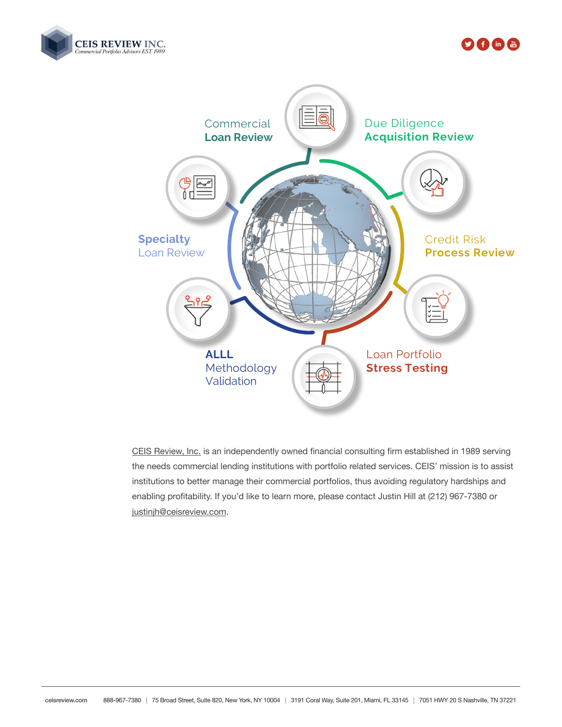CEIS REVIEW INC.
*Commercial Portfolio Advisors EST 1989*

Commercial **Loan Review**

Due Diligence **Acquisition Review**

**Specialty** Loan Review

Credit Risk **Process Review**

**ALLL** Methodology Validation

Loan Portfolio **Stress Testing**

CEIS Review, Inc. is an independently owned financial consulting firm established in 1989 serving the needs commercial lending institutions with portfolio related services. CEIS' mission is to assist institutions to better manage their commercial portfolios, thus avoiding regulatory hardships and enabling profitability. If you'd like to learn more, please contact Justin Hill at (212) 967-7380 or justinjh@ceisreview.com.

ceisreview.com 888-967-7380 | 75 Broad Street, Suite 820, New York, NY 10004 | 3191 Coral Way, Suite 201, Miami, FL 33145 | 7051 HWY 20 S Nashville, TN 37221